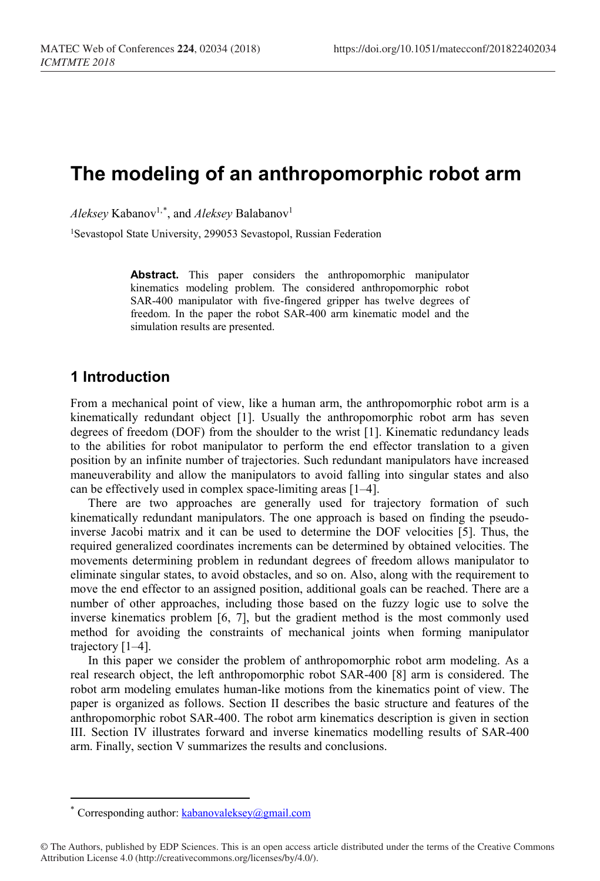# The modeling of an anthropomorphic robot arm

*Aleksey* Kabanov[1,*], and *Aleksey* Balabanov[1]

[1]Sevastopol State University, 299053 Sevastopol, Russian Federation

> **Abstract.** This paper considers the anthropomorphic manipulator kinematics modeling problem. The considered anthropomorphic robot SAR-400 manipulator with five-fingered gripper has twelve degrees of freedom. In the paper the robot SAR-400 arm kinematic model and the simulation results are presented.

## 1 Introduction

From a mechanical point of view, like a human arm, the anthropomorphic robot arm is a kinematically redundant object [1]. Usually the anthropomorphic robot arm has seven degrees of freedom (DOF) from the shoulder to the wrist [1]. Kinematic redundancy leads to the abilities for robot manipulator to perform the end effector translation to a given position by an infinite number of trajectories. Such redundant manipulators have increased maneuverability and allow the manipulators to avoid falling into singular states and also can be effectively used in complex space-limiting areas [1–4].

There are two approaches are generally used for trajectory formation of such kinematically redundant manipulators. The one approach is based on finding the pseudo-inverse Jacobi matrix and it can be used to determine the DOF velocities [5]. Thus, the required generalized coordinates increments can be determined by obtained velocities. The movements determining problem in redundant degrees of freedom allows manipulator to eliminate singular states, to avoid obstacles, and so on. Also, along with the requirement to move the end effector to an assigned position, additional goals can be reached. There are a number of other approaches, including those based on the fuzzy logic use to solve the inverse kinematics problem [6, 7], but the gradient method is the most commonly used method for avoiding the constraints of mechanical joints when forming manipulator trajectory [1–4].

In this paper we consider the problem of anthropomorphic robot arm modeling. As a real research object, the left anthropomorphic robot SAR-400 [8] arm is considered. The robot arm modeling emulates human-like motions from the kinematics point of view. The paper is organized as follows. Section II describes the basic structure and features of the anthropomorphic robot SAR-400. The robot arm kinematics description is given in section III. Section IV illustrates forward and inverse kinematics modelling results of SAR-400 arm. Finally, section V summarizes the results and conclusions.

---

[*] Corresponding author: kabanovaleksey@gmail.com

© The Authors, published by EDP Sciences. This is an open access article distributed under the terms of the Creative Commons Attribution License 4.0 (http://creativecommons.org/licenses/by/4.0/).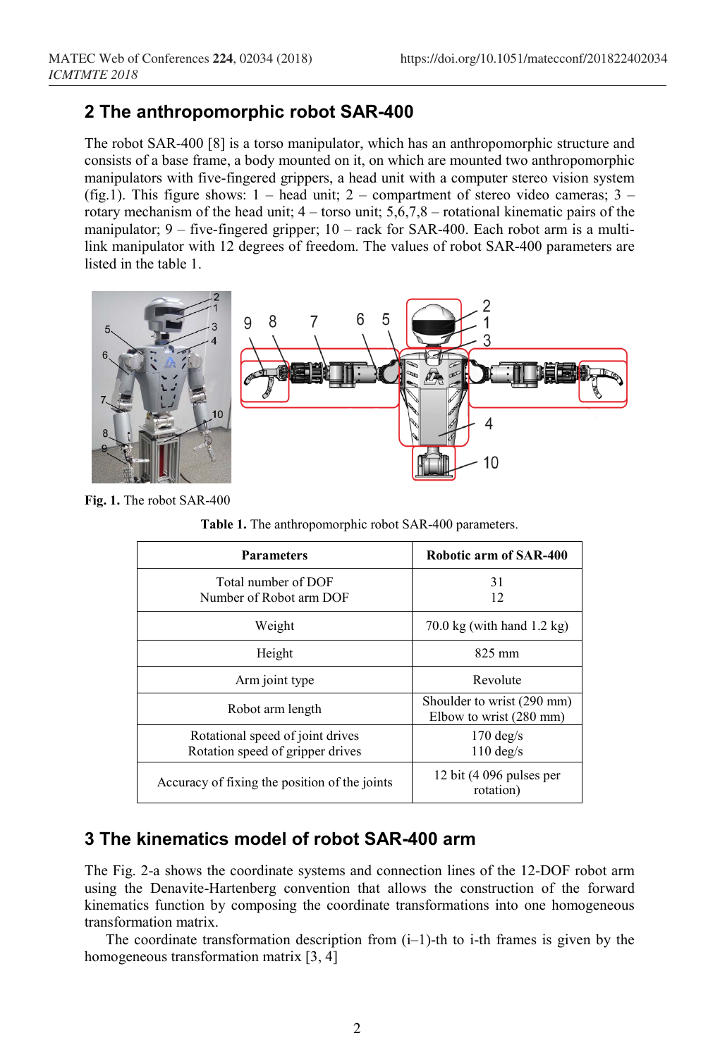## 2 The anthropomorphic robot SAR-400

The robot SAR-400 [8] is a torso manipulator, which has an anthropomorphic structure and consists of a base frame, a body mounted on it, on which are mounted two anthropomorphic manipulators with five-fingered grippers, a head unit with a computer stereo vision system (fig.1). This figure shows: 1 – head unit; 2 – compartment of stereo video cameras; 3 – rotary mechanism of the head unit; 4 – torso unit; 5,6,7,8 – rotational kinematic pairs of the manipulator; 9 – five-fingered gripper; 10 – rack for SAR-400. Each robot arm is a multi-link manipulator with 12 degrees of freedom. The values of robot SAR-400 parameters are listed in the table 1.

**Fig. 1.** The robot SAR-400

**Table 1.** The anthropomorphic robot SAR-400 parameters.

| Parameters | Robotic arm of SAR-400 |
|---|---|
| Total number of DOF<br>Number of Robot arm DOF | 31<br>12 |
| Weight | 70.0 kg (with hand 1.2 kg) |
| Height | 825 mm |
| Arm joint type | Revolute |
| Robot arm length | Shoulder to wrist (290 mm)<br>Elbow to wrist (280 mm) |
| Rotational speed of joint drives<br>Rotation speed of gripper drives | 170 deg/s<br>110 deg/s |
| Accuracy of fixing the position of the joints | 12 bit (4 096 pulses per rotation) |

## 3 The kinematics model of robot SAR-400 arm

The Fig. 2-a shows the coordinate systems and connection lines of the 12-DOF robot arm using the Denavite-Hartenberg convention that allows the construction of the forward kinematics function by composing the coordinate transformations into one homogeneous transformation matrix.

The coordinate transformation description from (i–1)-th to i-th frames is given by the homogeneous transformation matrix [3, 4]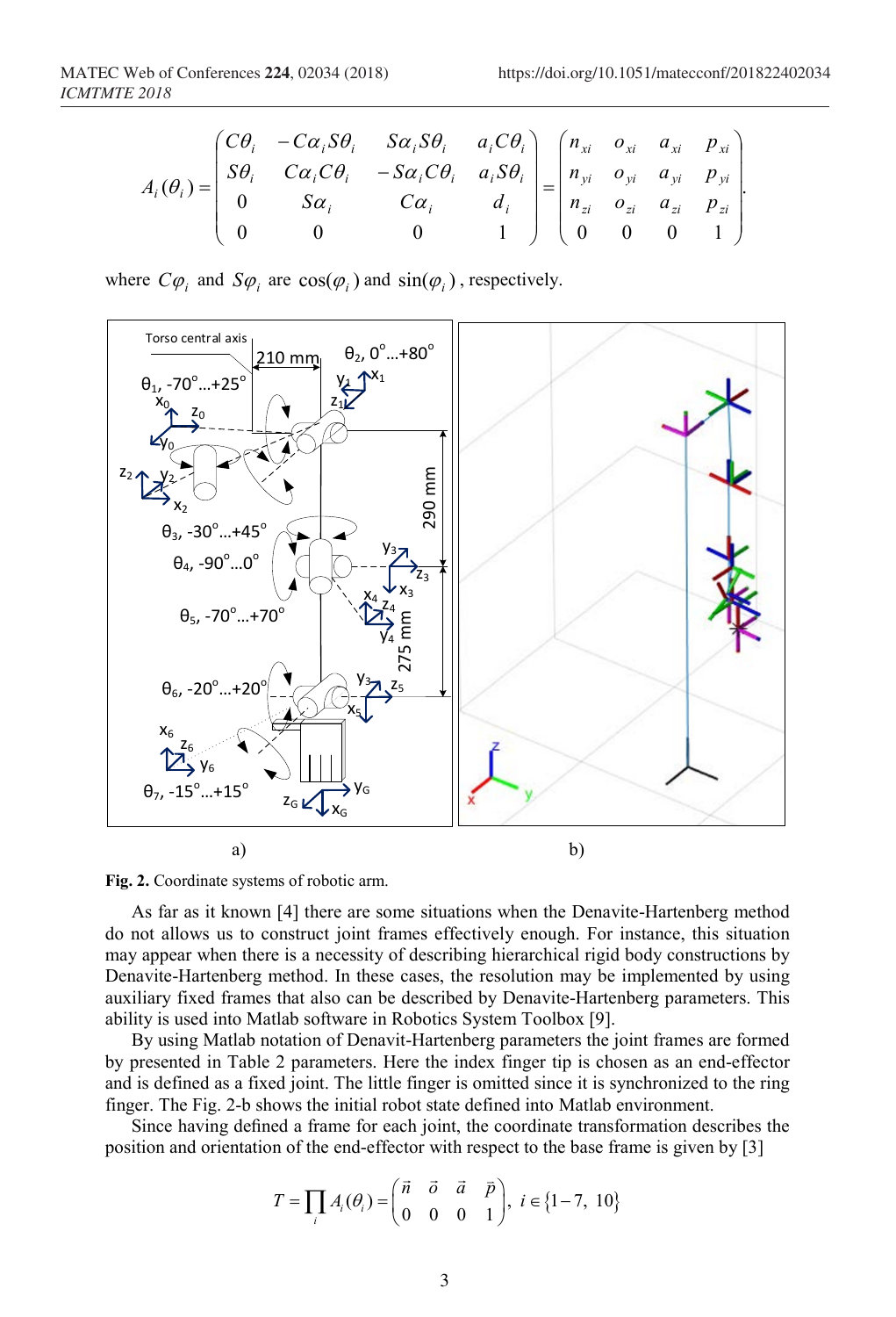$$A_i(\theta_i) = \begin{pmatrix} C\theta_i & -C\alpha_i S\theta_i & S\alpha_i S\theta_i & a_i C\theta_i \\ S\theta_i & C\alpha_i C\theta_i & -S\alpha_i C\theta_i & a_i S\theta_i \\ 0 & S\alpha_i & C\alpha_i & d_i \\ 0 & 0 & 0 & 1 \end{pmatrix} = \begin{pmatrix} n_{xi} & o_{xi} & a_{xi} & p_{xi} \\ n_{yi} & o_{yi} & a_{yi} & p_{yi} \\ n_{zi} & o_{zi} & a_{zi} & p_{zi} \\ 0 & 0 & 0 & 1 \end{pmatrix}.$$

where $C\varphi_i$ and $S\varphi_i$ are $\cos(\varphi_i)$ and $\sin(\varphi_i)$, respectively.

a) b)

**Fig. 2.** Coordinate systems of robotic arm.

As far as it known [4] there are some situations when the Denavite-Hartenberg method do not allows us to construct joint frames effectively enough. For instance, this situation may appear when there is a necessity of describing hierarchical rigid body constructions by Denavite-Hartenberg method. In these cases, the resolution may be implemented by using auxiliary fixed frames that also can be described by Denavite-Hartenberg parameters. This ability is used into Matlab software in Robotics System Toolbox [9].

By using Matlab notation of Denavit-Hartenberg parameters the joint frames are formed by presented in Table 2 parameters. Here the index finger tip is chosen as an end-effector and is defined as a fixed joint. The little finger is omitted since it is synchronized to the ring finger. The Fig. 2-b shows the initial robot state defined into Matlab environment.

Since having defined a frame for each joint, the coordinate transformation describes the position and orientation of the end-effector with respect to the base frame is given by [3]

$$T = \prod_i A_i(\theta_i) = \begin{pmatrix} \vec{n} & \vec{o} & \vec{a} & \vec{p} \\ 0 & 0 & 0 & 1 \end{pmatrix}, \; i \in \{1-7,\ 10\}$$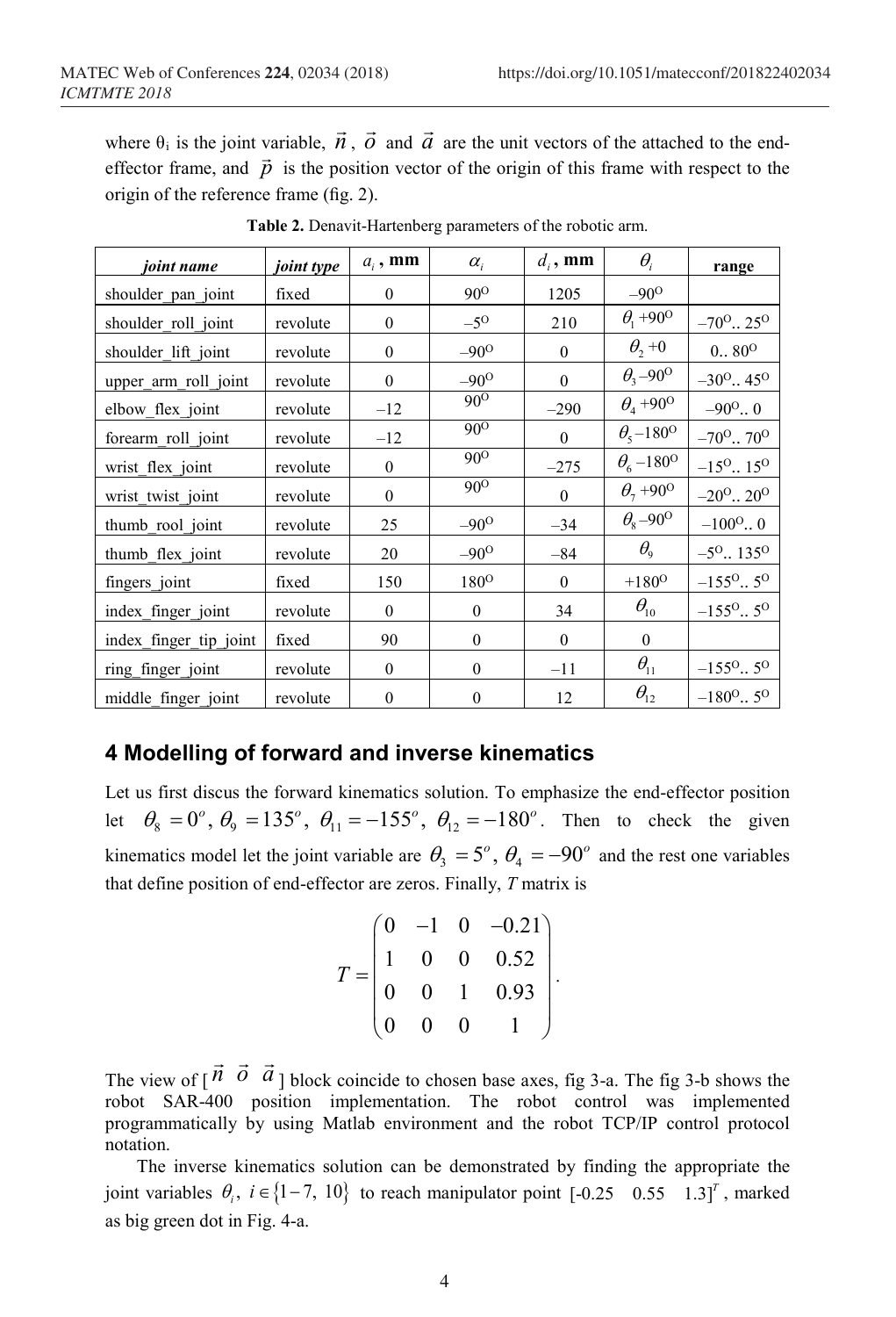where $\theta_i$ is the joint variable, $\vec{n}$, $\vec{o}$ and $\vec{a}$ are the unit vectors of the attached to the end-effector frame, and $\vec{p}$ is the position vector of the origin of this frame with respect to the origin of the reference frame (fig. 2).

**Table 2.** Denavit-Hartenberg parameters of the robotic arm.

| *joint name* | *joint type* | $a_i$, mm | $\alpha_i$ | $d_i$, mm | $\theta_i$ | range |
|---|---|---|---|---|---|---|
| shoulder_pan_joint | fixed | 0 | $90^O$ | 1205 | $-90^O$ | |
| shoulder_roll_joint | revolute | 0 | $-5^O$ | 210 | $\theta_1 + 90^O$ | $-70^O .. 25^O$ |
| shoulder_lift_joint | revolute | 0 | $-90^O$ | 0 | $\theta_2 + 0$ | $0 .. 80^O$ |
| upper_arm_roll_joint | revolute | 0 | $-90^O$ | 0 | $\theta_3 - 90^O$ | $-30^O .. 45^O$ |
| elbow_flex_joint | revolute | $-12$ | $90^O$ | $-290$ | $\theta_4 + 90^O$ | $-90^O .. 0$ |
| forearm_roll_joint | revolute | $-12$ | $90^O$ | 0 | $\theta_5 - 180^O$ | $-70^O .. 70^O$ |
| wrist_flex_joint | revolute | 0 | $90^O$ | $-275$ | $\theta_6 - 180^O$ | $-15^O .. 15^O$ |
| wrist_twist_joint | revolute | 0 | $90^O$ | 0 | $\theta_7 + 90^O$ | $-20^O .. 20^O$ |
| thumb_rool_joint | revolute | 25 | $-90^O$ | $-34$ | $\theta_8 - 90^O$ | $-100^O .. 0$ |
| thumb_flex_joint | revolute | 20 | $-90^O$ | $-84$ | $\theta_9$ | $-5^O .. 135^O$ |
| fingers_joint | fixed | 150 | $180^O$ | 0 | $+180^O$ | $-155^O .. 5^O$ |
| index_finger_joint | revolute | 0 | 0 | 34 | $\theta_{10}$ | $-155^O .. 5^O$ |
| index_finger_tip_joint | fixed | 90 | 0 | 0 | 0 | |
| ring_finger_joint | revolute | 0 | 0 | $-11$ | $\theta_{11}$ | $-155^O .. 5^O$ |
| middle_finger_joint | revolute | 0 | 0 | 12 | $\theta_{12}$ | $-180^O .. 5^O$ |

## 4 Modelling of forward and inverse kinematics

Let us first discus the forward kinematics solution. To emphasize the end-effector position let $\theta_8 = 0^o$, $\theta_9 = 135^o$, $\theta_{11} = -155^o$, $\theta_{12} = -180^o$. Then to check the given kinematics model let the joint variable are $\theta_3 = 5^o$, $\theta_4 = -90^o$ and the rest one variables that define position of end-effector are zeros. Finally, $T$ matrix is

$$T = \begin{pmatrix} 0 & -1 & 0 & -0.21 \\ 1 & 0 & 0 & 0.52 \\ 0 & 0 & 1 & 0.93 \\ 0 & 0 & 0 & 1 \end{pmatrix}.$$

The view of [$\vec{n}$ $\vec{o}$ $\vec{a}$] block coincide to chosen base axes, fig 3-a. The fig 3-b shows the robot SAR-400 position implementation. The robot control was implemented programmatically by using Matlab environment and the robot TCP/IP control protocol notation.

The inverse kinematics solution can be demonstrated by finding the appropriate the joint variables $\theta_i$, $i \in \{1-7,\ 10\}$ to reach manipulator point $[-0.25 \quad 0.55 \quad 1.3]^T$, marked as big green dot in Fig. 4-a.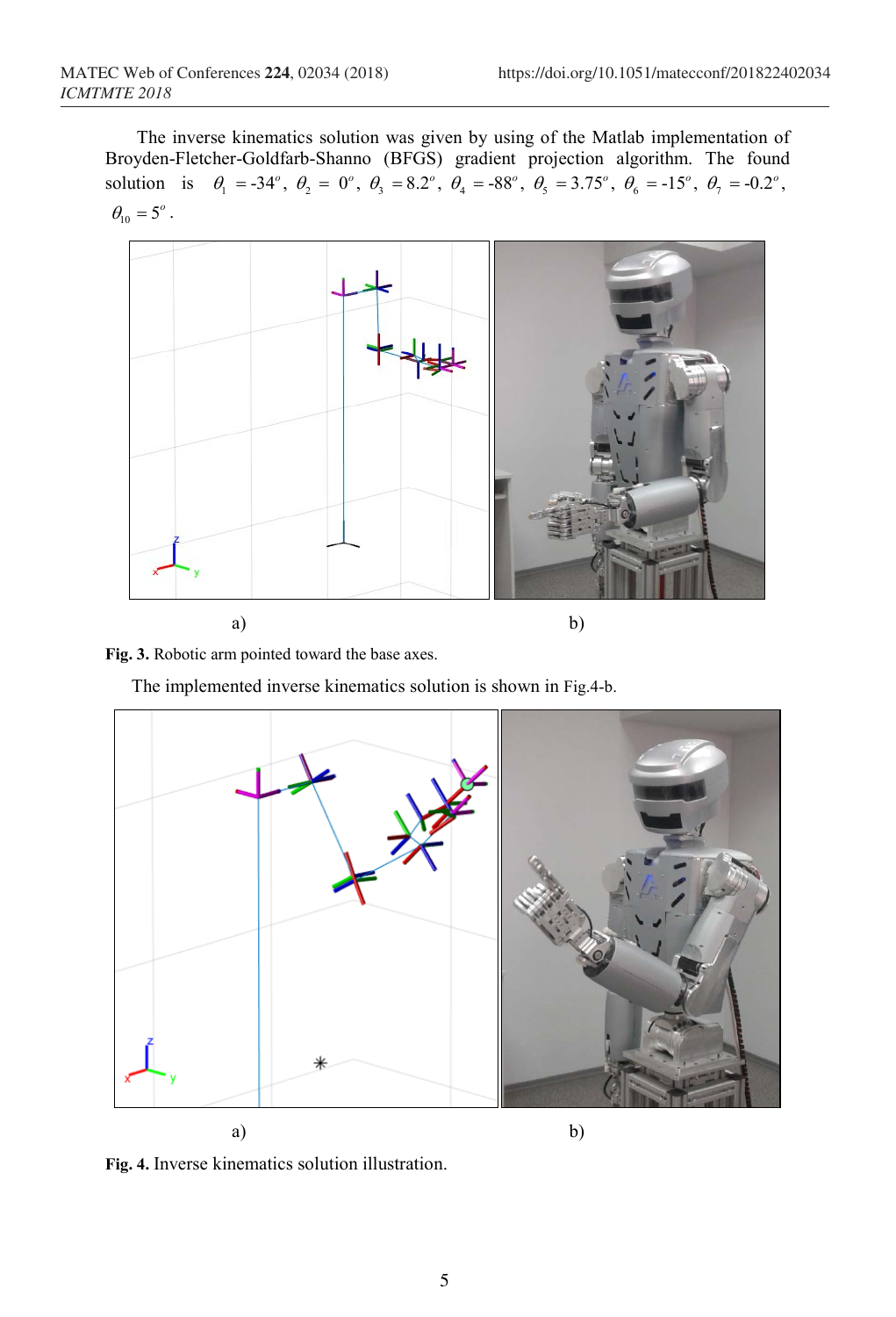The inverse kinematics solution was given by using of the Matlab implementation of Broyden-Fletcher-Goldfarb-Shanno (BFGS) gradient projection algorithm. The found solution is $\theta_1 = \text{-}34^o$, $\theta_2 = 0^o$, $\theta_3 = 8.2^o$, $\theta_4 = \text{-}88^o$, $\theta_5 = 3.75^o$, $\theta_6 = \text{-}15^o$, $\theta_7 = \text{-}0.2^o$, $\theta_{10} = 5^o$.

a) b)

**Fig. 3.** Robotic arm pointed toward the base axes.

The implemented inverse kinematics solution is shown in Fig.4-b.

a) b)

**Fig. 4.** Inverse kinematics solution illustration.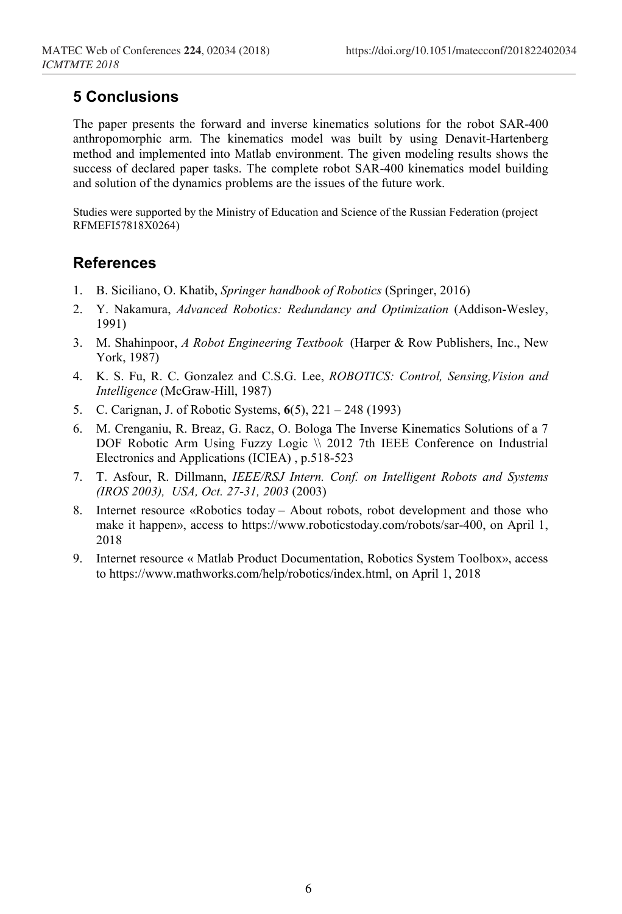## 5 Conclusions

The paper presents the forward and inverse kinematics solutions for the robot SAR-400 anthropomorphic arm. The kinematics model was built by using Denavit-Hartenberg method and implemented into Matlab environment. The given modeling results shows the success of declared paper tasks. The complete robot SAR-400 kinematics model building and solution of the dynamics problems are the issues of the future work.

Studies were supported by the Ministry of Education and Science of the Russian Federation (project RFMEFI57818X0264)

## References

1. B. Siciliano, O. Khatib, *Springer handbook of Robotics* (Springer, 2016)
2. Y. Nakamura, *Advanced Robotics: Redundancy and Optimization* (Addison-Wesley, 1991)
3. M. Shahinpoor, *A Robot Engineering Textbook* (Harper & Row Publishers, Inc., New York, 1987)
4. K. S. Fu, R. C. Gonzalez and C.S.G. Lee, *ROBOTICS: Control, Sensing,Vision and Intelligence* (McGraw-Hill, 1987)
5. C. Carignan, J. of Robotic Systems, **6**(5), 221 – 248 (1993)
6. M. Crenganiu, R. Breaz, G. Racz, O. Bologa The Inverse Kinematics Solutions of a 7 DOF Robotic Arm Using Fuzzy Logic \\ 2012 7th IEEE Conference on Industrial Electronics and Applications (ICIEA) , p.518-523
7. T. Asfour, R. Dillmann, *IEEE/RSJ Intern. Conf. on Intelligent Robots and Systems (IROS 2003), USA, Oct. 27-31, 2003* (2003)
8. Internet resource «Robotics today – About robots, robot development and those who make it happen», access to https://www.roboticstoday.com/robots/sar-400, on April 1, 2018
9. Internet resource « Matlab Product Documentation, Robotics System Toolbox», access to https://www.mathworks.com/help/robotics/index.html, on April 1, 2018